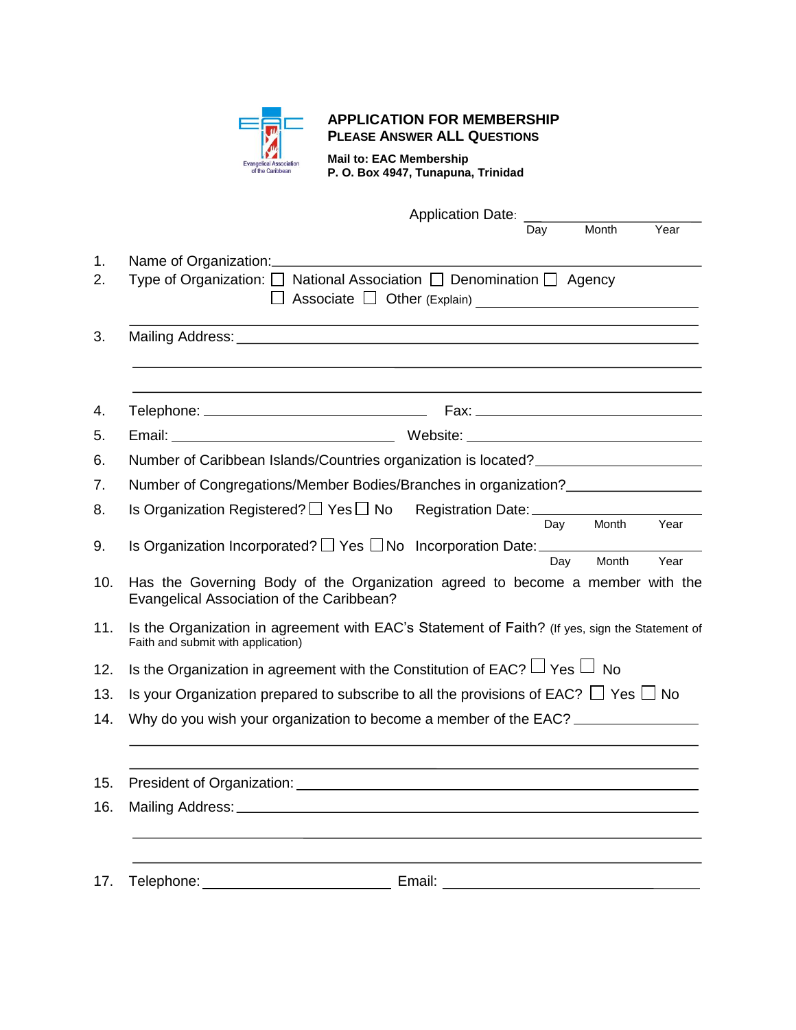Evangelical Association of the Caribbean

# APPLICATION FOR MEMBERSHIP

**PLEASE ANSWER ALL QUESTIONS**

**Mail to: EAC Membership**
**P. O. Box 4947, Tunapuna, Trinidad**

Application Date: ______________________
Day Month Year

1. Name of Organization: ______________________
2. Type of Organization: ☐ National Association ☐ Denomination ☐ Agency
   ☐ Associate ☐ Other (Explain) ______________________
   ______________________
3. Mailing Address: ______________________
   ______________________
   ______________________
4. Telephone: ______________________ Fax: ______________________
5. Email: ______________________ Website: ______________________
6. Number of Caribbean Islands/Countries organization is located? ______________________
7. Number of Congregations/Member Bodies/Branches in organization? ______________________
8. Is Organization Registered? ☐ Yes ☐ No Registration Date: ______________________
   Day Month Year
9. Is Organization Incorporated? ☐ Yes ☐ No Incorporation Date: ______________________
   Day Month Year
10. Has the Governing Body of the Organization agreed to become a member with the Evangelical Association of the Caribbean?
11. Is the Organization in agreement with EAC's Statement of Faith? (If yes, sign the Statement of Faith and submit with application)
12. Is the Organization in agreement with the Constitution of EAC? ☐ Yes ☐ No
13. Is your Organization prepared to subscribe to all the provisions of EAC? ☐ Yes ☐ No
14. Why do you wish your organization to become a member of the EAC? ______________________
    ______________________
    ______________________
15. President of Organization: ______________________
16. Mailing Address: ______________________
    ______________________
    ______________________
17. Telephone: ______________________ Email: ______________________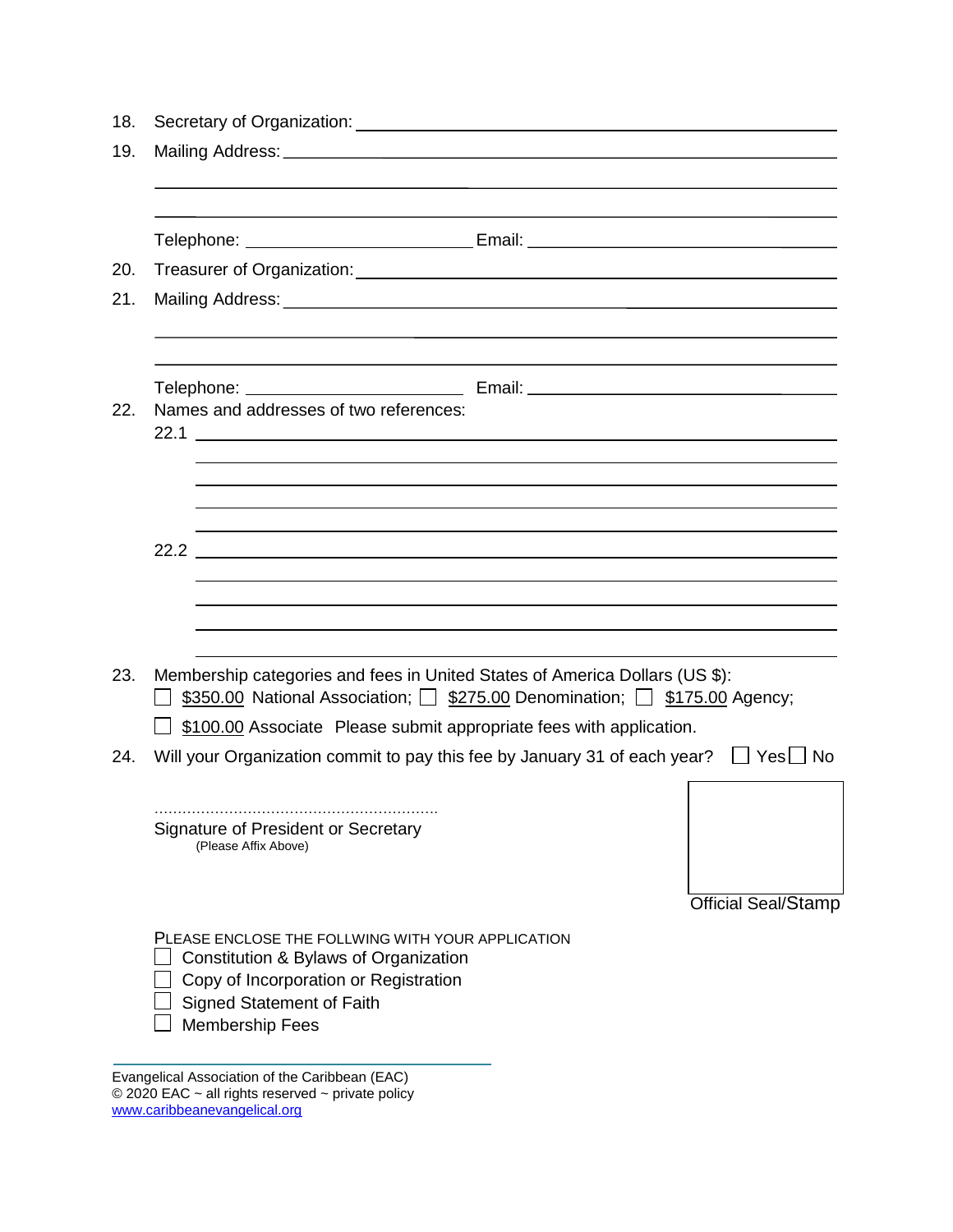18. Secretary of Organization: ______________________________________________

19. Mailing Address: ______________________________________________

______________________________________________

______________________________________________

Telephone: ____________________ Email: ____________________________

20. Treasurer of Organization: ______________________________________________

21. Mailing Address: ______________________________________________

______________________________________________

______________________________________________

Telephone: ____________________ Email: ____________________________

22. Names and addresses of two references:

22.1 ______________________________________________

______________________________________________

______________________________________________

______________________________________________

______________________________________________

22.2 ______________________________________________

______________________________________________

______________________________________________

______________________________________________

______________________________________________

23. Membership categories and fees in United States of America Dollars (US $):
☐ $350.00 National Association; ☐ $275.00 Denomination; ☐ $175.00 Agency;
☐ $100.00 Associate Please submit appropriate fees with application.

24. Will your Organization commit to pay this fee by January 31 of each year? ☐ Yes ☐ No

…………………………………………………………

Signature of President or Secretary
(Please Affix Above)

Official Seal/Stamp

PLEASE ENCLOSE THE FOLLWING WITH YOUR APPLICATION

- ☐ Constitution & Bylaws of Organization
- ☐ Copy of Incorporation or Registration
- ☐ Signed Statement of Faith
- ☐ Membership Fees

Evangelical Association of the Caribbean (EAC)
© 2020 EAC ~ all rights reserved ~ private policy
www.caribbeanevangelical.org